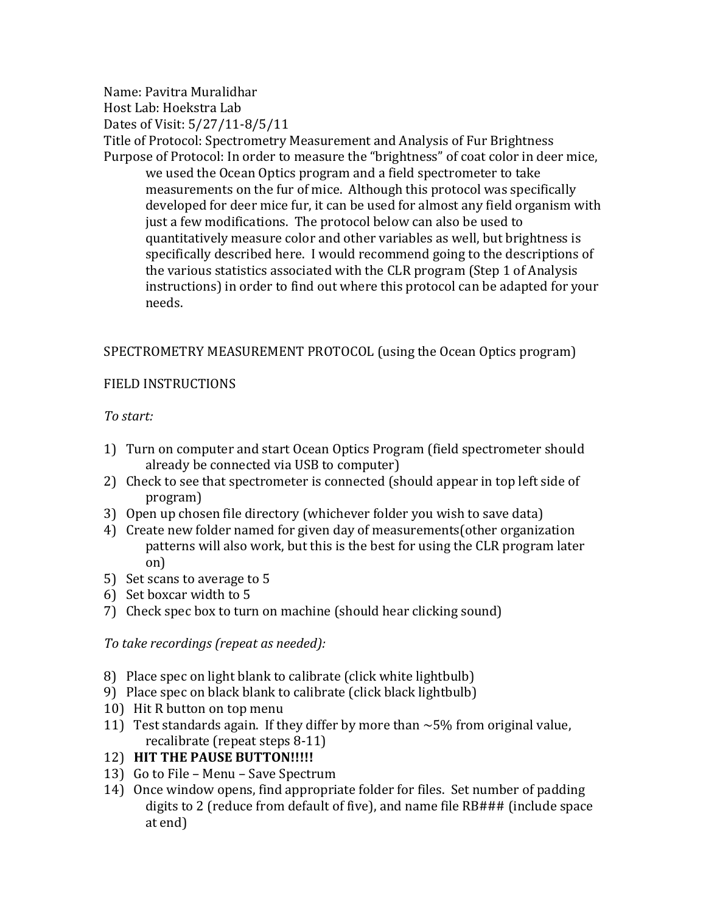Name: Pavitra Muralidhar
Host Lab: Hoekstra Lab
Dates of Visit: 5/27/11-8/5/11
Title of Protocol: Spectrometry Measurement and Analysis of Fur Brightness
Purpose of Protocol: In order to measure the "brightness" of coat color in deer mice, we used the Ocean Optics program and a field spectrometer to take measurements on the fur of mice. Although this protocol was specifically developed for deer mice fur, it can be used for almost any field organism with just a few modifications. The protocol below can also be used to quantitatively measure color and other variables as well, but brightness is specifically described here. I would recommend going to the descriptions of the various statistics associated with the CLR program (Step 1 of Analysis instructions) in order to find out where this protocol can be adapted for your needs.

## SPECTROMETRY MEASUREMENT PROTOCOL (using the Ocean Optics program)

### FIELD INSTRUCTIONS

*To start:*

1) Turn on computer and start Ocean Optics Program (field spectrometer should already be connected via USB to computer)
2) Check to see that spectrometer is connected (should appear in top left side of program)
3) Open up chosen file directory (whichever folder you wish to save data)
4) Create new folder named for given day of measurements(other organization patterns will also work, but this is the best for using the CLR program later on)
5) Set scans to average to 5
6) Set boxcar width to 5
7) Check spec box to turn on machine (should hear clicking sound)

*To take recordings (repeat as needed):*

8) Place spec on light blank to calibrate (click white lightbulb)
9) Place spec on black blank to calibrate (click black lightbulb)
10) Hit R button on top menu
11) Test standards again. If they differ by more than ~5% from original value, recalibrate (repeat steps 8-11)
12) **HIT THE PAUSE BUTTON!!!!!**
13) Go to File – Menu – Save Spectrum
14) Once window opens, find appropriate folder for files. Set number of padding digits to 2 (reduce from default of five), and name file RB### (include space at end)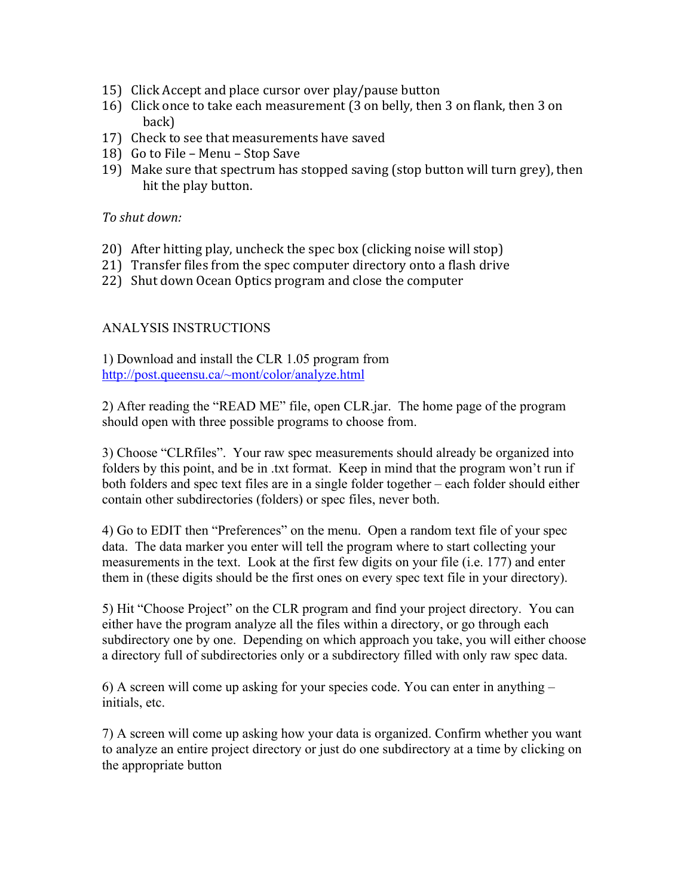15) Click Accept and place cursor over play/pause button
16) Click once to take each measurement (3 on belly, then 3 on flank, then 3 on back)
17) Check to see that measurements have saved
18) Go to File – Menu – Stop Save
19) Make sure that spectrum has stopped saving (stop button will turn grey), then hit the play button.

*To shut down:*

20) After hitting play, uncheck the spec box (clicking noise will stop)
21) Transfer files from the spec computer directory onto a flash drive
22) Shut down Ocean Optics program and close the computer

ANALYSIS INSTRUCTIONS

1) Download and install the CLR 1.05 program from [http://post.queensu.ca/~mont/color/analyze.html](http://post.queensu.ca/~mont/color/analyze.html)

2) After reading the "READ ME" file, open CLR.jar. The home page of the program should open with three possible programs to choose from.

3) Choose "CLRfiles". Your raw spec measurements should already be organized into folders by this point, and be in .txt format. Keep in mind that the program won't run if both folders and spec text files are in a single folder together – each folder should either contain other subdirectories (folders) or spec files, never both.

4) Go to EDIT then "Preferences" on the menu. Open a random text file of your spec data. The data marker you enter will tell the program where to start collecting your measurements in the text. Look at the first few digits on your file (i.e. 177) and enter them in (these digits should be the first ones on every spec text file in your directory).

5) Hit "Choose Project" on the CLR program and find your project directory. You can either have the program analyze all the files within a directory, or go through each subdirectory one by one. Depending on which approach you take, you will either choose a directory full of subdirectories only or a subdirectory filled with only raw spec data.

6) A screen will come up asking for your species code. You can enter in anything – initials, etc.

7) A screen will come up asking how your data is organized. Confirm whether you want to analyze an entire project directory or just do one subdirectory at a time by clicking on the appropriate button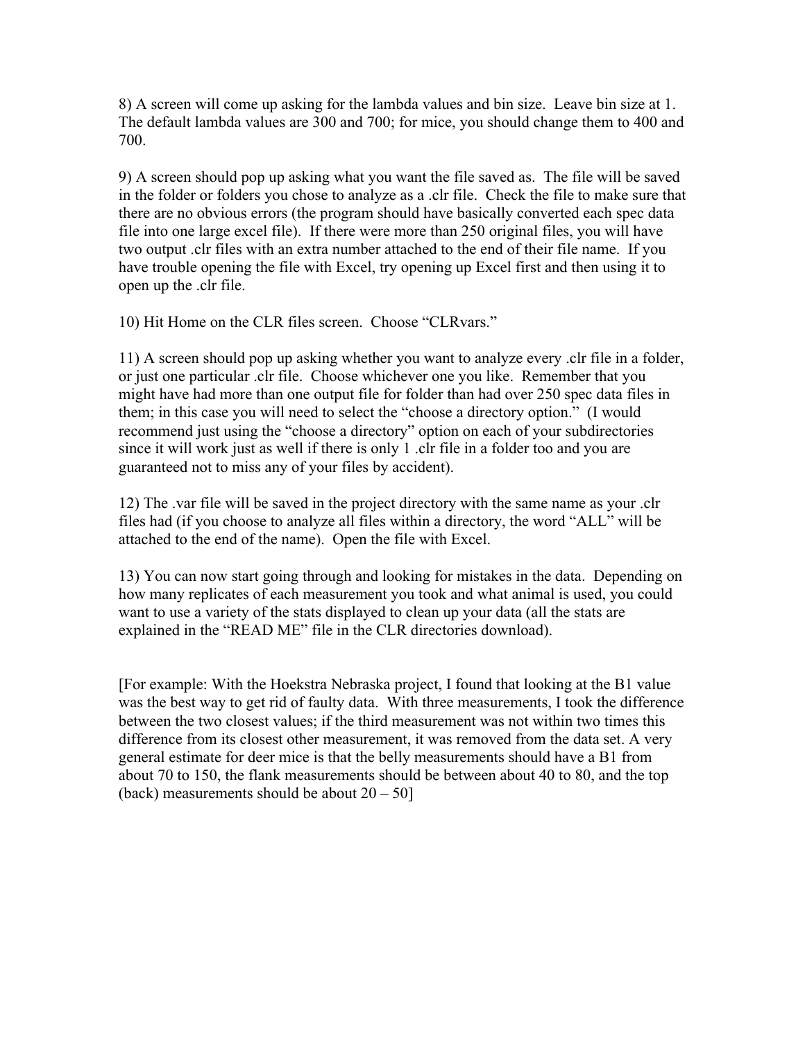8) A screen will come up asking for the lambda values and bin size. Leave bin size at 1. The default lambda values are 300 and 700; for mice, you should change them to 400 and 700.

9) A screen should pop up asking what you want the file saved as. The file will be saved in the folder or folders you chose to analyze as a .clr file. Check the file to make sure that there are no obvious errors (the program should have basically converted each spec data file into one large excel file). If there were more than 250 original files, you will have two output .clr files with an extra number attached to the end of their file name. If you have trouble opening the file with Excel, try opening up Excel first and then using it to open up the .clr file.

10) Hit Home on the CLR files screen. Choose "CLRvars."

11) A screen should pop up asking whether you want to analyze every .clr file in a folder, or just one particular .clr file. Choose whichever one you like. Remember that you might have had more than one output file for folder than had over 250 spec data files in them; in this case you will need to select the "choose a directory option." (I would recommend just using the "choose a directory" option on each of your subdirectories since it will work just as well if there is only 1 .clr file in a folder too and you are guaranteed not to miss any of your files by accident).

12) The .var file will be saved in the project directory with the same name as your .clr files had (if you choose to analyze all files within a directory, the word "ALL" will be attached to the end of the name). Open the file with Excel.

13) You can now start going through and looking for mistakes in the data. Depending on how many replicates of each measurement you took and what animal is used, you could want to use a variety of the stats displayed to clean up your data (all the stats are explained in the "READ ME" file in the CLR directories download).

[For example: With the Hoekstra Nebraska project, I found that looking at the B1 value was the best way to get rid of faulty data. With three measurements, I took the difference between the two closest values; if the third measurement was not within two times this difference from its closest other measurement, it was removed from the data set. A very general estimate for deer mice is that the belly measurements should have a B1 from about 70 to 150, the flank measurements should be between about 40 to 80, and the top (back) measurements should be about 20 – 50]